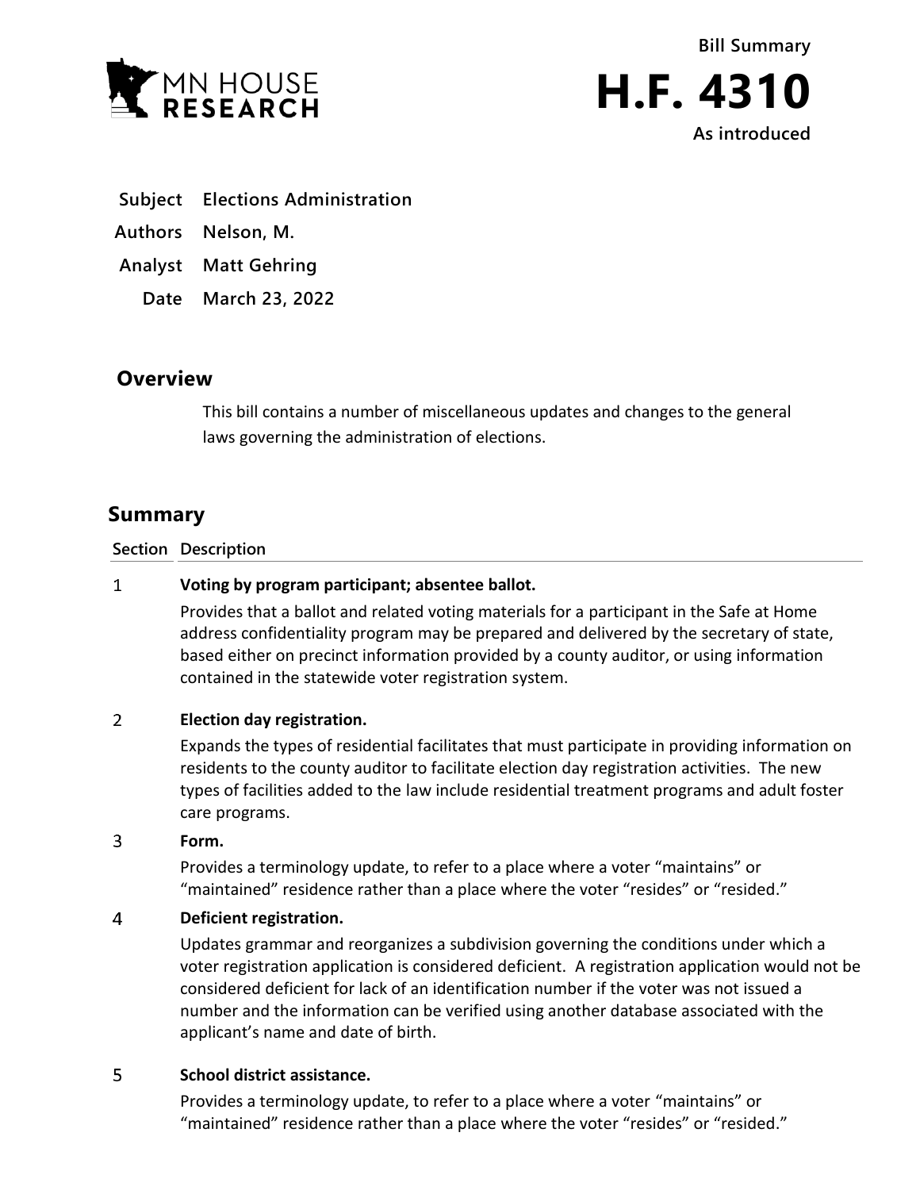MN HOUSE RESEARCH

Bill Summary

# H.F. 4310

As introduced

**Subject** Elections Administration

**Authors** Nelson, M.

**Analyst** Matt Gehring

**Date** March 23, 2022

## Overview

This bill contains a number of miscellaneous updates and changes to the general laws governing the administration of elections.

## Summary

| Section | Description |
|---|---|
| 1 | **Voting by program participant; absentee ballot.**<br>Provides that a ballot and related voting materials for a participant in the Safe at Home address confidentiality program may be prepared and delivered by the secretary of state, based either on precinct information provided by a county auditor, or using information contained in the statewide voter registration system. |
| 2 | **Election day registration.**<br>Expands the types of residential facilitates that must participate in providing information on residents to the county auditor to facilitate election day registration activities. The new types of facilities added to the law include residential treatment programs and adult foster care programs. |
| 3 | **Form.**<br>Provides a terminology update, to refer to a place where a voter "maintains" or "maintained" residence rather than a place where the voter "resides" or "resided." |
| 4 | **Deficient registration.**<br>Updates grammar and reorganizes a subdivision governing the conditions under which a voter registration application is considered deficient. A registration application would not be considered deficient for lack of an identification number if the voter was not issued a number and the information can be verified using another database associated with the applicant's name and date of birth. |
| 5 | **School district assistance.**<br>Provides a terminology update, to refer to a place where a voter "maintains" or "maintained" residence rather than a place where the voter "resides" or "resided." |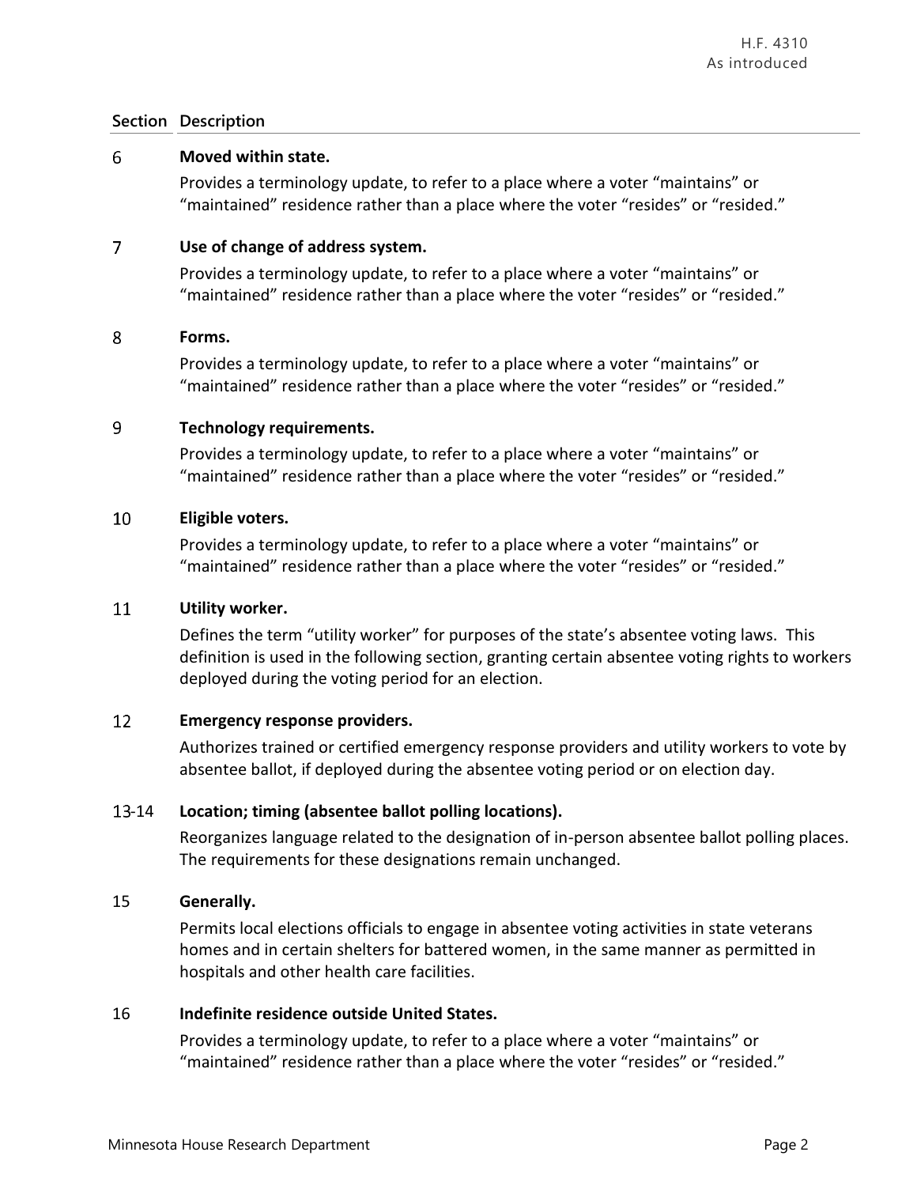| Section | Description |
|---|---|
| 6 | **Moved within state.**<br>Provides a terminology update, to refer to a place where a voter "maintains" or "maintained" residence rather than a place where the voter "resides" or "resided." |
| 7 | **Use of change of address system.**<br>Provides a terminology update, to refer to a place where a voter "maintains" or "maintained" residence rather than a place where the voter "resides" or "resided." |
| 8 | **Forms.**<br>Provides a terminology update, to refer to a place where a voter "maintains" or "maintained" residence rather than a place where the voter "resides" or "resided." |
| 9 | **Technology requirements.**<br>Provides a terminology update, to refer to a place where a voter "maintains" or "maintained" residence rather than a place where the voter "resides" or "resided." |
| 10 | **Eligible voters.**<br>Provides a terminology update, to refer to a place where a voter "maintains" or "maintained" residence rather than a place where the voter "resides" or "resided." |
| 11 | **Utility worker.**<br>Defines the term "utility worker" for purposes of the state's absentee voting laws. This definition is used in the following section, granting certain absentee voting rights to workers deployed during the voting period for an election. |
| 12 | **Emergency response providers.**<br>Authorizes trained or certified emergency response providers and utility workers to vote by absentee ballot, if deployed during the absentee voting period or on election day. |
| 13-14 | **Location; timing (absentee ballot polling locations).**<br>Reorganizes language related to the designation of in-person absentee ballot polling places. The requirements for these designations remain unchanged. |
| 15 | **Generally.**<br>Permits local elections officials to engage in absentee voting activities in state veterans homes and in certain shelters for battered women, in the same manner as permitted in hospitals and other health care facilities. |
| 16 | **Indefinite residence outside United States.**<br>Provides a terminology update, to refer to a place where a voter "maintains" or "maintained" residence rather than a place where the voter "resides" or "resided." |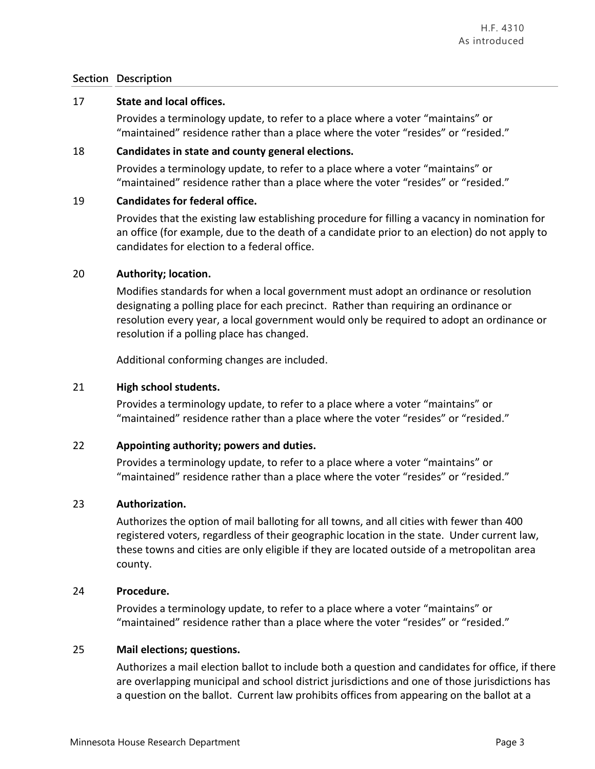| Section | Description |
|---|---|
| 17 | **State and local offices.** Provides a terminology update, to refer to a place where a voter "maintains" or "maintained" residence rather than a place where the voter "resides" or "resided." |
| 18 | **Candidates in state and county general elections.** Provides a terminology update, to refer to a place where a voter "maintains" or "maintained" residence rather than a place where the voter "resides" or "resided." |
| 19 | **Candidates for federal office.** Provides that the existing law establishing procedure for filling a vacancy in nomination for an office (for example, due to the death of a candidate prior to an election) do not apply to candidates for election to a federal office. |
| 20 | **Authority; location.** Modifies standards for when a local government must adopt an ordinance or resolution designating a polling place for each precinct. Rather than requiring an ordinance or resolution every year, a local government would only be required to adopt an ordinance or resolution if a polling place has changed. Additional conforming changes are included. |
| 21 | **High school students.** Provides a terminology update, to refer to a place where a voter "maintains" or "maintained" residence rather than a place where the voter "resides" or "resided." |
| 22 | **Appointing authority; powers and duties.** Provides a terminology update, to refer to a place where a voter "maintains" or "maintained" residence rather than a place where the voter "resides" or "resided." |
| 23 | **Authorization.** Authorizes the option of mail balloting for all towns, and all cities with fewer than 400 registered voters, regardless of their geographic location in the state. Under current law, these towns and cities are only eligible if they are located outside of a metropolitan area county. |
| 24 | **Procedure.** Provides a terminology update, to refer to a place where a voter "maintains" or "maintained" residence rather than a place where the voter "resides" or "resided." |
| 25 | **Mail elections; questions.** Authorizes a mail election ballot to include both a question and candidates for office, if there are overlapping municipal and school district jurisdictions and one of those jurisdictions has a question on the ballot. Current law prohibits offices from appearing on the ballot at a |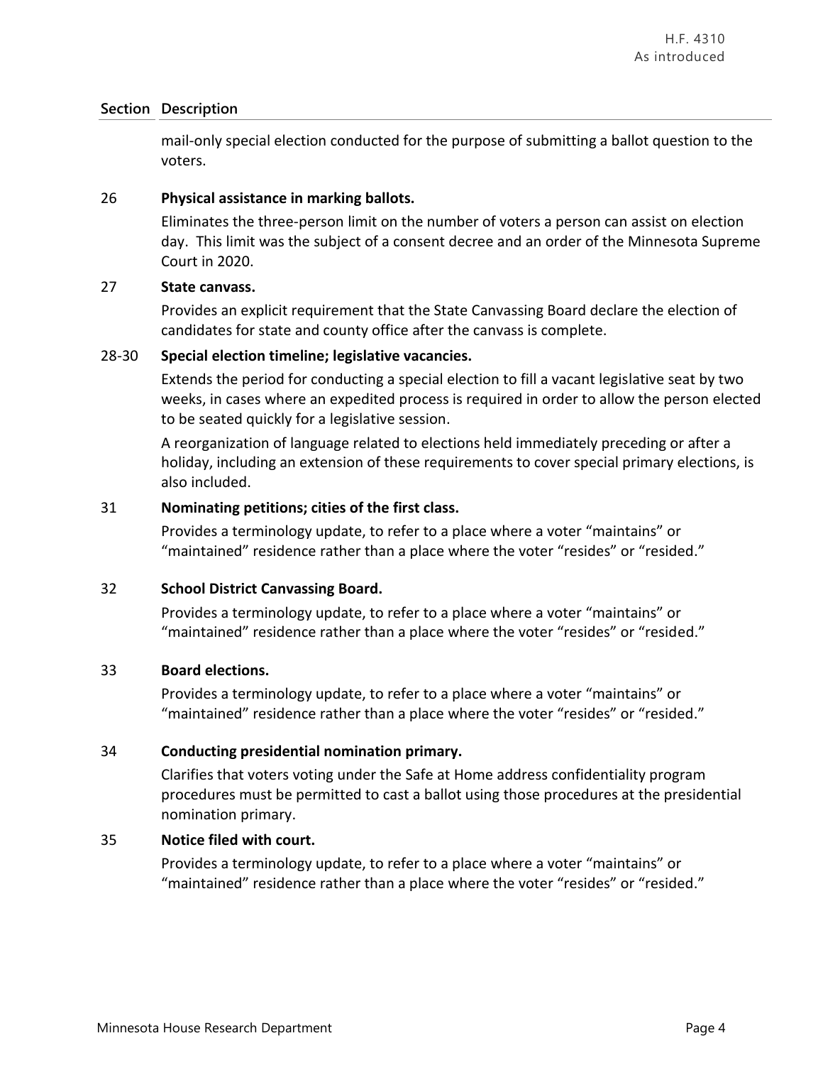| Section | Description |
|---|---|
| | mail-only special election conducted for the purpose of submitting a ballot question to the voters. |
| 26 | **Physical assistance in marking ballots.**<br>Eliminates the three-person limit on the number of voters a person can assist on election day. This limit was the subject of a consent decree and an order of the Minnesota Supreme Court in 2020. |
| 27 | **State canvass.**<br>Provides an explicit requirement that the State Canvassing Board declare the election of candidates for state and county office after the canvass is complete. |
| 28-30 | **Special election timeline; legislative vacancies.**<br>Extends the period for conducting a special election to fill a vacant legislative seat by two weeks, in cases where an expedited process is required in order to allow the person elected to be seated quickly for a legislative session.<br>A reorganization of language related to elections held immediately preceding or after a holiday, including an extension of these requirements to cover special primary elections, is also included. |
| 31 | **Nominating petitions; cities of the first class.**<br>Provides a terminology update, to refer to a place where a voter "maintains" or "maintained" residence rather than a place where the voter "resides" or "resided." |
| 32 | **School District Canvassing Board.**<br>Provides a terminology update, to refer to a place where a voter "maintains" or "maintained" residence rather than a place where the voter "resides" or "resided." |
| 33 | **Board elections.**<br>Provides a terminology update, to refer to a place where a voter "maintains" or "maintained" residence rather than a place where the voter "resides" or "resided." |
| 34 | **Conducting presidential nomination primary.**<br>Clarifies that voters voting under the Safe at Home address confidentiality program procedures must be permitted to cast a ballot using those procedures at the presidential nomination primary. |
| 35 | **Notice filed with court.**<br>Provides a terminology update, to refer to a place where a voter "maintains" or "maintained" residence rather than a place where the voter "resides" or "resided." |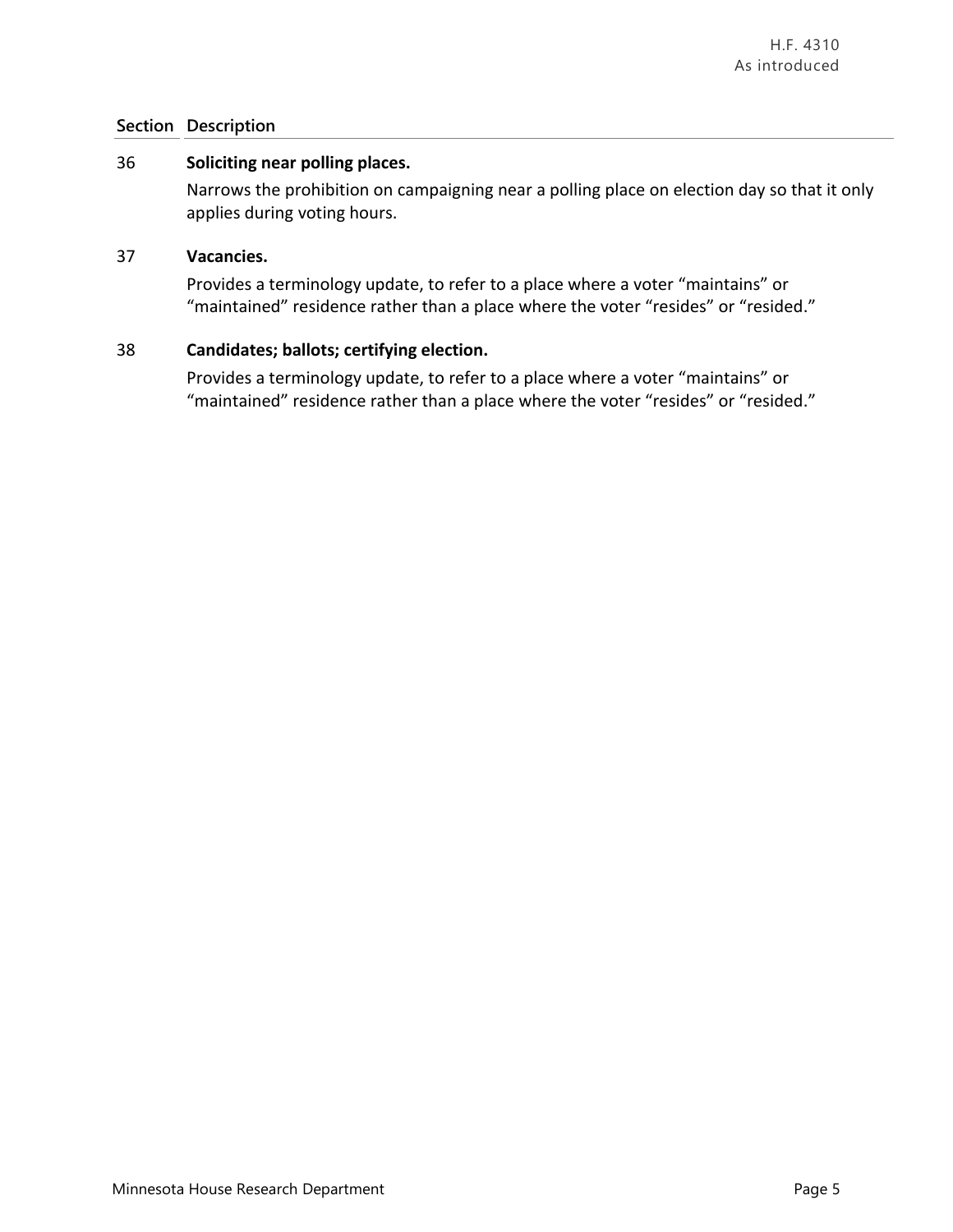| Section | Description |
|---|---|
| 36 | **Soliciting near polling places.**<br>Narrows the prohibition on campaigning near a polling place on election day so that it only applies during voting hours. |
| 37 | **Vacancies.**<br>Provides a terminology update, to refer to a place where a voter "maintains" or "maintained" residence rather than a place where the voter "resides" or "resided." |
| 38 | **Candidates; ballots; certifying election.**<br>Provides a terminology update, to refer to a place where a voter "maintains" or "maintained" residence rather than a place where the voter "resides" or "resided." |